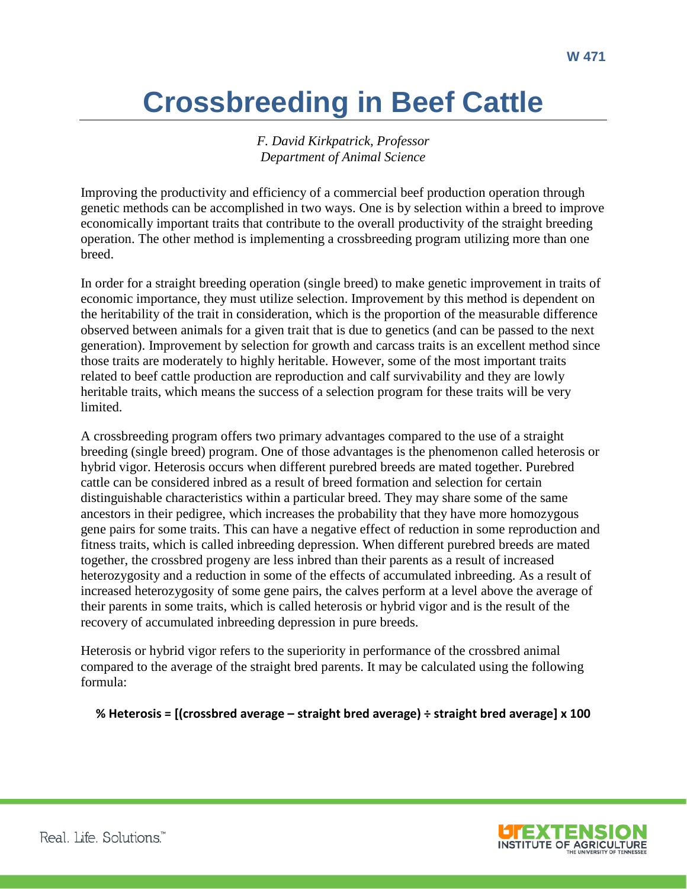W 471

# Crossbreeding in Beef Cattle

*F. David Kirkpatrick, Professor*
*Department of Animal Science*

Improving the productivity and efficiency of a commercial beef production operation through genetic methods can be accomplished in two ways. One is by selection within a breed to improve economically important traits that contribute to the overall productivity of the straight breeding operation. The other method is implementing a crossbreeding program utilizing more than one breed.

In order for a straight breeding operation (single breed) to make genetic improvement in traits of economic importance, they must utilize selection. Improvement by this method is dependent on the heritability of the trait in consideration, which is the proportion of the measurable difference observed between animals for a given trait that is due to genetics (and can be passed to the next generation). Improvement by selection for growth and carcass traits is an excellent method since those traits are moderately to highly heritable. However, some of the most important traits related to beef cattle production are reproduction and calf survivability and they are lowly heritable traits, which means the success of a selection program for these traits will be very limited.

A crossbreeding program offers two primary advantages compared to the use of a straight breeding (single breed) program. One of those advantages is the phenomenon called heterosis or hybrid vigor. Heterosis occurs when different purebred breeds are mated together. Purebred cattle can be considered inbred as a result of breed formation and selection for certain distinguishable characteristics within a particular breed. They may share some of the same ancestors in their pedigree, which increases the probability that they have more homozygous gene pairs for some traits. This can have a negative effect of reduction in some reproduction and fitness traits, which is called inbreeding depression. When different purebred breeds are mated together, the crossbred progeny are less inbred than their parents as a result of increased heterozygosity and a reduction in some of the effects of accumulated inbreeding. As a result of increased heterozygosity of some gene pairs, the calves perform at a level above the average of their parents in some traits, which is called heterosis or hybrid vigor and is the result of the recovery of accumulated inbreeding depression in pure breeds.

Heterosis or hybrid vigor refers to the superiority in performance of the crossbred animal compared to the average of the straight bred parents. It may be calculated using the following formula:

**% Heterosis = [(crossbred average – straight bred average) ÷ straight bred average] x 100**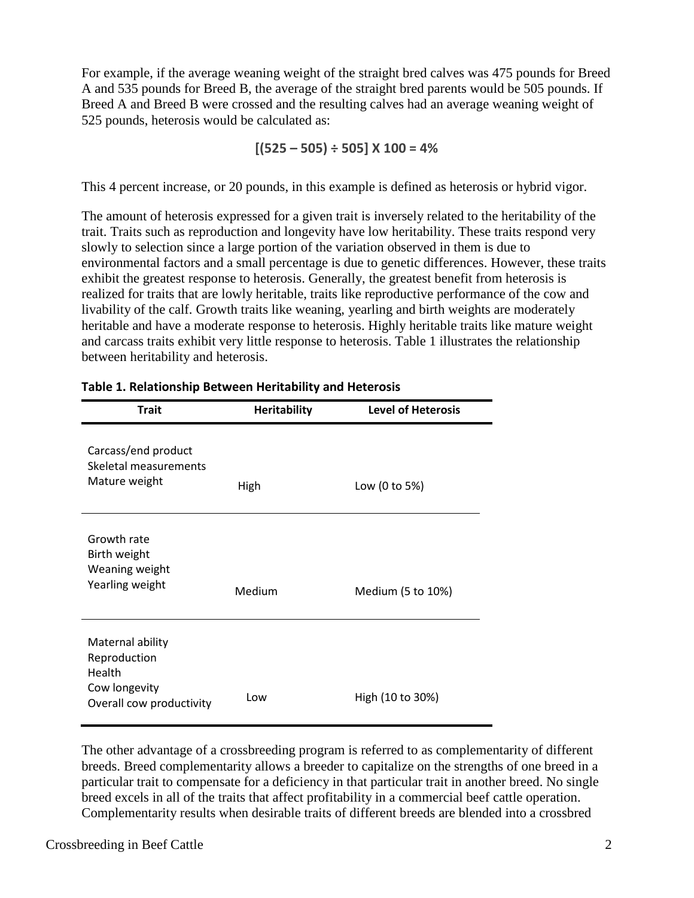For example, if the average weaning weight of the straight bred calves was 475 pounds for Breed A and 535 pounds for Breed B, the average of the straight bred parents would be 505 pounds. If Breed A and Breed B were crossed and the resulting calves had an average weaning weight of 525 pounds, heterosis would be calculated as:

$$[(525 - 505) \div 505] \times 100 = 4\%$$

This 4 percent increase, or 20 pounds, in this example is defined as heterosis or hybrid vigor.

The amount of heterosis expressed for a given trait is inversely related to the heritability of the trait. Traits such as reproduction and longevity have low heritability. These traits respond very slowly to selection since a large portion of the variation observed in them is due to environmental factors and a small percentage is due to genetic differences. However, these traits exhibit the greatest response to heterosis. Generally, the greatest benefit from heterosis is realized for traits that are lowly heritable, traits like reproductive performance of the cow and livability of the calf. Growth traits like weaning, yearling and birth weights are moderately heritable and have a moderate response to heterosis. Highly heritable traits like mature weight and carcass traits exhibit very little response to heterosis. Table 1 illustrates the relationship between heritability and heterosis.

**Table 1. Relationship Between Heritability and Heterosis**

| Trait | Heritability | Level of Heterosis |
|---|---|---|
| Carcass/end product<br>Skeletal measurements<br>Mature weight | High | Low (0 to 5%) |
| Growth rate<br>Birth weight<br>Weaning weight<br>Yearling weight | Medium | Medium (5 to 10%) |
| Maternal ability<br>Reproduction<br>Health<br>Cow longevity<br>Overall cow productivity | Low | High (10 to 30%) |

The other advantage of a crossbreeding program is referred to as complementarity of different breeds. Breed complementarity allows a breeder to capitalize on the strengths of one breed in a particular trait to compensate for a deficiency in that particular trait in another breed. No single breed excels in all of the traits that affect profitability in a commercial beef cattle operation. Complementarity results when desirable traits of different breeds are blended into a crossbred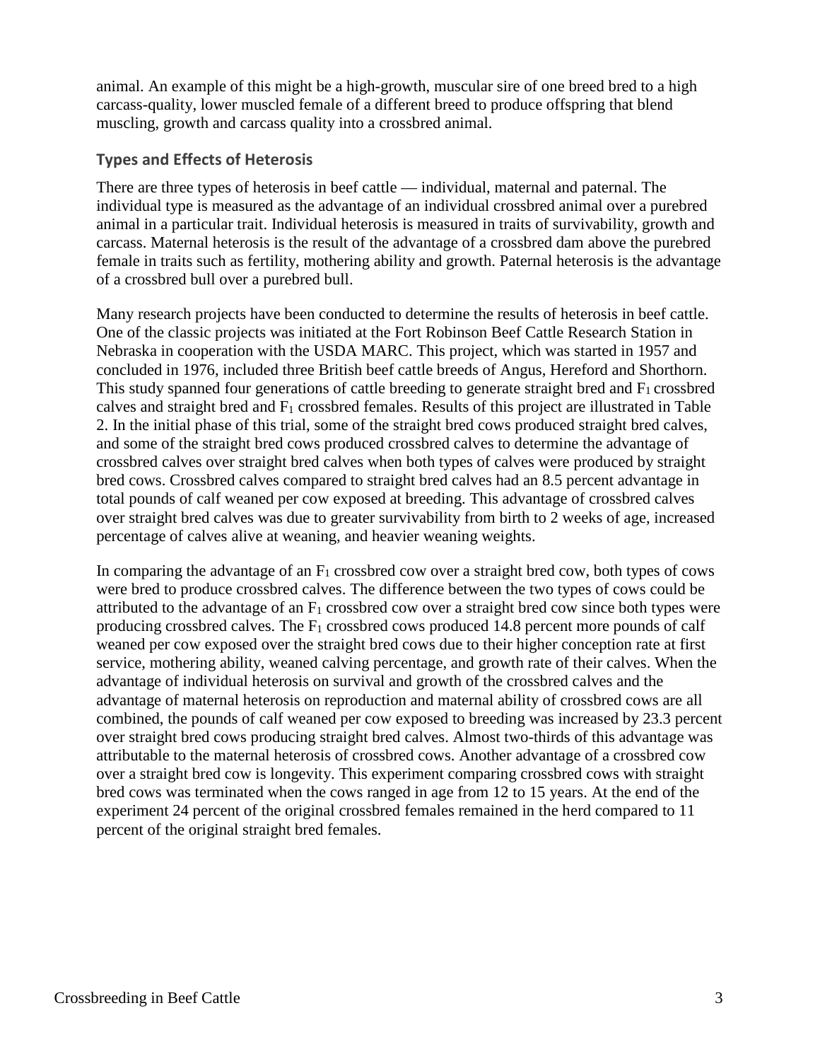animal. An example of this might be a high-growth, muscular sire of one breed bred to a high carcass-quality, lower muscled female of a different breed to produce offspring that blend muscling, growth and carcass quality into a crossbred animal.

### Types and Effects of Heterosis

There are three types of heterosis in beef cattle — individual, maternal and paternal. The individual type is measured as the advantage of an individual crossbred animal over a purebred animal in a particular trait. Individual heterosis is measured in traits of survivability, growth and carcass. Maternal heterosis is the result of the advantage of a crossbred dam above the purebred female in traits such as fertility, mothering ability and growth. Paternal heterosis is the advantage of a crossbred bull over a purebred bull.

Many research projects have been conducted to determine the results of heterosis in beef cattle. One of the classic projects was initiated at the Fort Robinson Beef Cattle Research Station in Nebraska in cooperation with the USDA MARC. This project, which was started in 1957 and concluded in 1976, included three British beef cattle breeds of Angus, Hereford and Shorthorn. This study spanned four generations of cattle breeding to generate straight bred and $F_1$ crossbred calves and straight bred and $F_1$ crossbred females. Results of this project are illustrated in Table 2. In the initial phase of this trial, some of the straight bred cows produced straight bred calves, and some of the straight bred cows produced crossbred calves to determine the advantage of crossbred calves over straight bred calves when both types of calves were produced by straight bred cows. Crossbred calves compared to straight bred calves had an 8.5 percent advantage in total pounds of calf weaned per cow exposed at breeding. This advantage of crossbred calves over straight bred calves was due to greater survivability from birth to 2 weeks of age, increased percentage of calves alive at weaning, and heavier weaning weights.

In comparing the advantage of an $F_1$ crossbred cow over a straight bred cow, both types of cows were bred to produce crossbred calves. The difference between the two types of cows could be attributed to the advantage of an $F_1$ crossbred cow over a straight bred cow since both types were producing crossbred calves. The $F_1$ crossbred cows produced 14.8 percent more pounds of calf weaned per cow exposed over the straight bred cows due to their higher conception rate at first service, mothering ability, weaned calving percentage, and growth rate of their calves. When the advantage of individual heterosis on survival and growth of the crossbred calves and the advantage of maternal heterosis on reproduction and maternal ability of crossbred cows are all combined, the pounds of calf weaned per cow exposed to breeding was increased by 23.3 percent over straight bred cows producing straight bred calves. Almost two-thirds of this advantage was attributable to the maternal heterosis of crossbred cows. Another advantage of a crossbred cow over a straight bred cow is longevity. This experiment comparing crossbred cows with straight bred cows was terminated when the cows ranged in age from 12 to 15 years. At the end of the experiment 24 percent of the original crossbred females remained in the herd compared to 11 percent of the original straight bred females.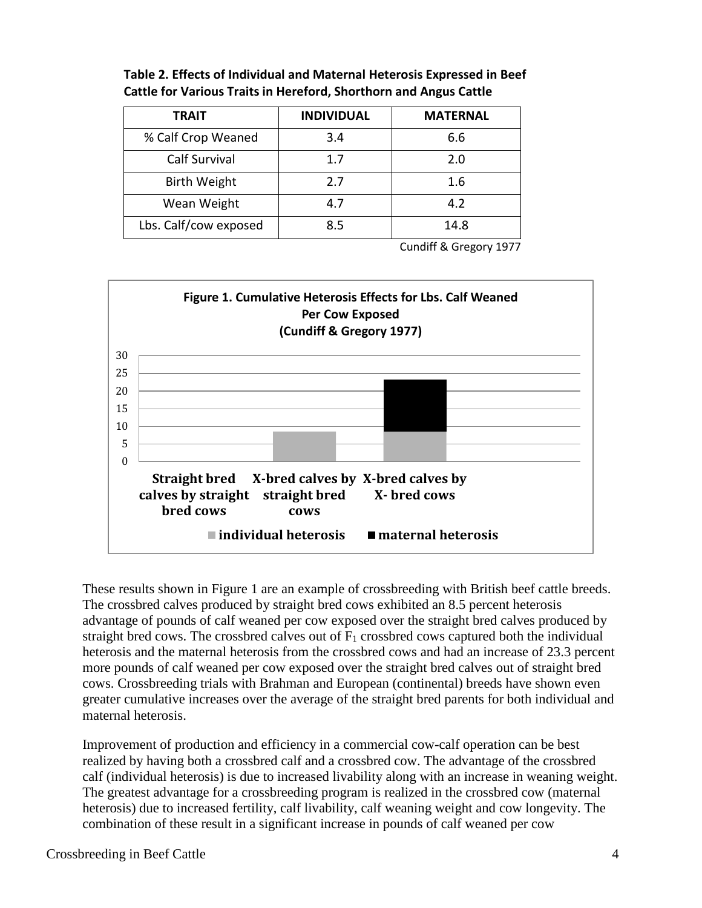**Table 2. Effects of Individual and Maternal Heterosis Expressed in Beef Cattle for Various Traits in Hereford, Shorthorn and Angus Cattle**

| TRAIT | INDIVIDUAL | MATERNAL |
|---|---|---|
| % Calf Crop Weaned | 3.4 | 6.6 |
| Calf Survival | 1.7 | 2.0 |
| Birth Weight | 2.7 | 1.6 |
| Wean Weight | 4.7 | 4.2 |
| Lbs. Calf/cow exposed | 8.5 | 14.8 |

Cundiff & Gregory 1977

**Figure 1. Cumulative Heterosis Effects for Lbs. Calf Weaned Per Cow Exposed (Cundiff & Gregory 1977)**

These results shown in Figure 1 are an example of crossbreeding with British beef cattle breeds. The crossbred calves produced by straight bred cows exhibited an 8.5 percent heterosis advantage of pounds of calf weaned per cow exposed over the straight bred calves produced by straight bred cows. The crossbred calves out of $F_1$ crossbred cows captured both the individual heterosis and the maternal heterosis from the crossbred cows and had an increase of 23.3 percent more pounds of calf weaned per cow exposed over the straight bred calves out of straight bred cows. Crossbreeding trials with Brahman and European (continental) breeds have shown even greater cumulative increases over the average of the straight bred parents for both individual and maternal heterosis.

Improvement of production and efficiency in a commercial cow-calf operation can be best realized by having both a crossbred calf and a crossbred cow. The advantage of the crossbred calf (individual heterosis) is due to increased livability along with an increase in weaning weight. The greatest advantage for a crossbreeding program is realized in the crossbred cow (maternal heterosis) due to increased fertility, calf livability, calf weaning weight and cow longevity. The combination of these result in a significant increase in pounds of calf weaned per cow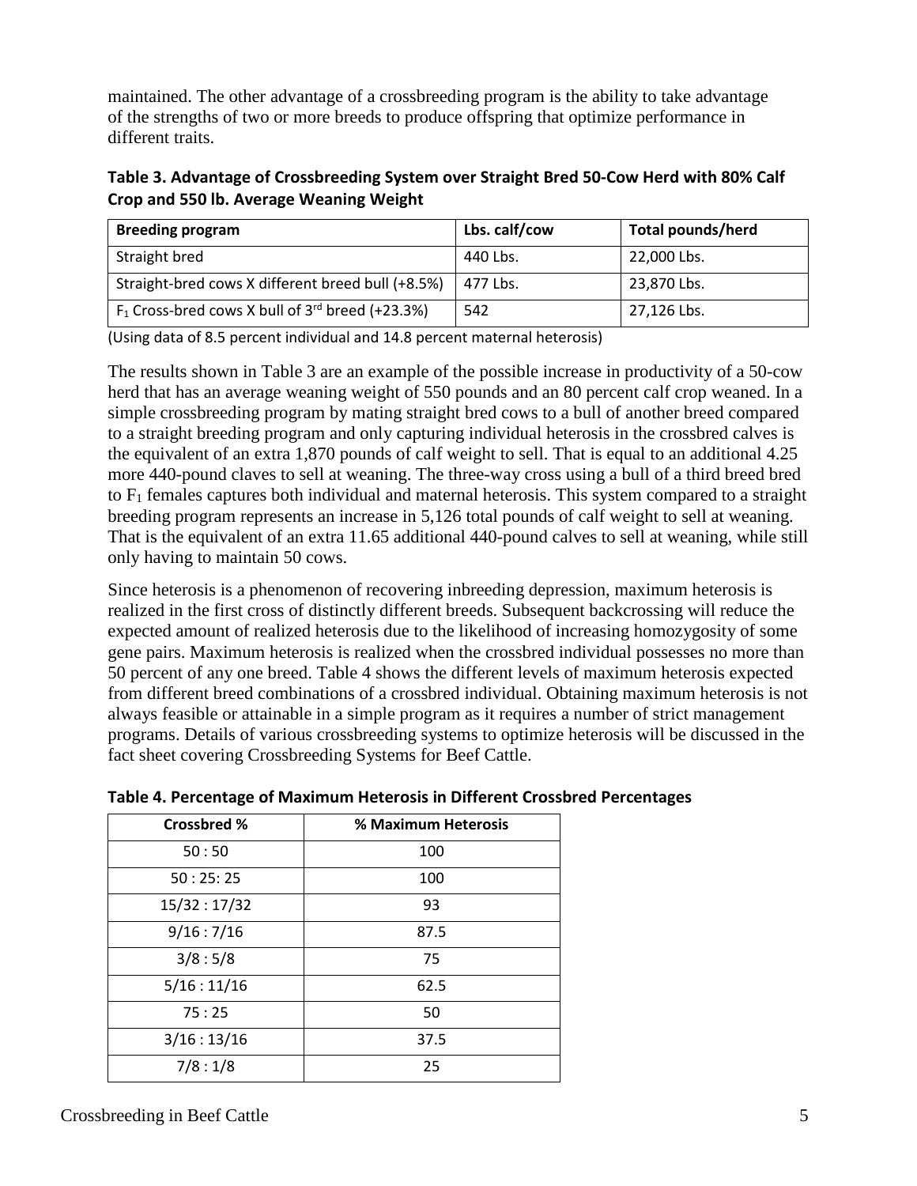maintained. The other advantage of a crossbreeding program is the ability to take advantage of the strengths of two or more breeds to produce offspring that optimize performance in different traits.

**Table 3. Advantage of Crossbreeding System over Straight Bred 50-Cow Herd with 80% Calf Crop and 550 lb. Average Weaning Weight**

| Breeding program | Lbs. calf/cow | Total pounds/herd |
|---|---|---|
| Straight bred | 440 Lbs. | 22,000 Lbs. |
| Straight-bred cows X different breed bull (+8.5%) | 477 Lbs. | 23,870 Lbs. |
| $F_1$ Cross-bred cows X bull of 3rd breed (+23.3%) | 542 | 27,126 Lbs. |

(Using data of 8.5 percent individual and 14.8 percent maternal heterosis)

The results shown in Table 3 are an example of the possible increase in productivity of a 50-cow herd that has an average weaning weight of 550 pounds and an 80 percent calf crop weaned. In a simple crossbreeding program by mating straight bred cows to a bull of another breed compared to a straight breeding program and only capturing individual heterosis in the crossbred calves is the equivalent of an extra 1,870 pounds of calf weight to sell. That is equal to an additional 4.25 more 440-pound claves to sell at weaning. The three-way cross using a bull of a third breed bred to $F_1$ females captures both individual and maternal heterosis. This system compared to a straight breeding program represents an increase in 5,126 total pounds of calf weight to sell at weaning. That is the equivalent of an extra 11.65 additional 440-pound calves to sell at weaning, while still only having to maintain 50 cows.

Since heterosis is a phenomenon of recovering inbreeding depression, maximum heterosis is realized in the first cross of distinctly different breeds. Subsequent backcrossing will reduce the expected amount of realized heterosis due to the likelihood of increasing homozygosity of some gene pairs. Maximum heterosis is realized when the crossbred individual possesses no more than 50 percent of any one breed. Table 4 shows the different levels of maximum heterosis expected from different breed combinations of a crossbred individual. Obtaining maximum heterosis is not always feasible or attainable in a simple program as it requires a number of strict management programs. Details of various crossbreeding systems to optimize heterosis will be discussed in the fact sheet covering Crossbreeding Systems for Beef Cattle.

**Table 4. Percentage of Maximum Heterosis in Different Crossbred Percentages**

| Crossbred % | % Maximum Heterosis |
|---|---|
| 50 : 50 | 100 |
| 50 : 25: 25 | 100 |
| 15/32 : 17/32 | 93 |
| 9/16 : 7/16 | 87.5 |
| 3/8 : 5/8 | 75 |
| 5/16 : 11/16 | 62.5 |
| 75 : 25 | 50 |
| 3/16 : 13/16 | 37.5 |
| 7/8 : 1/8 | 25 |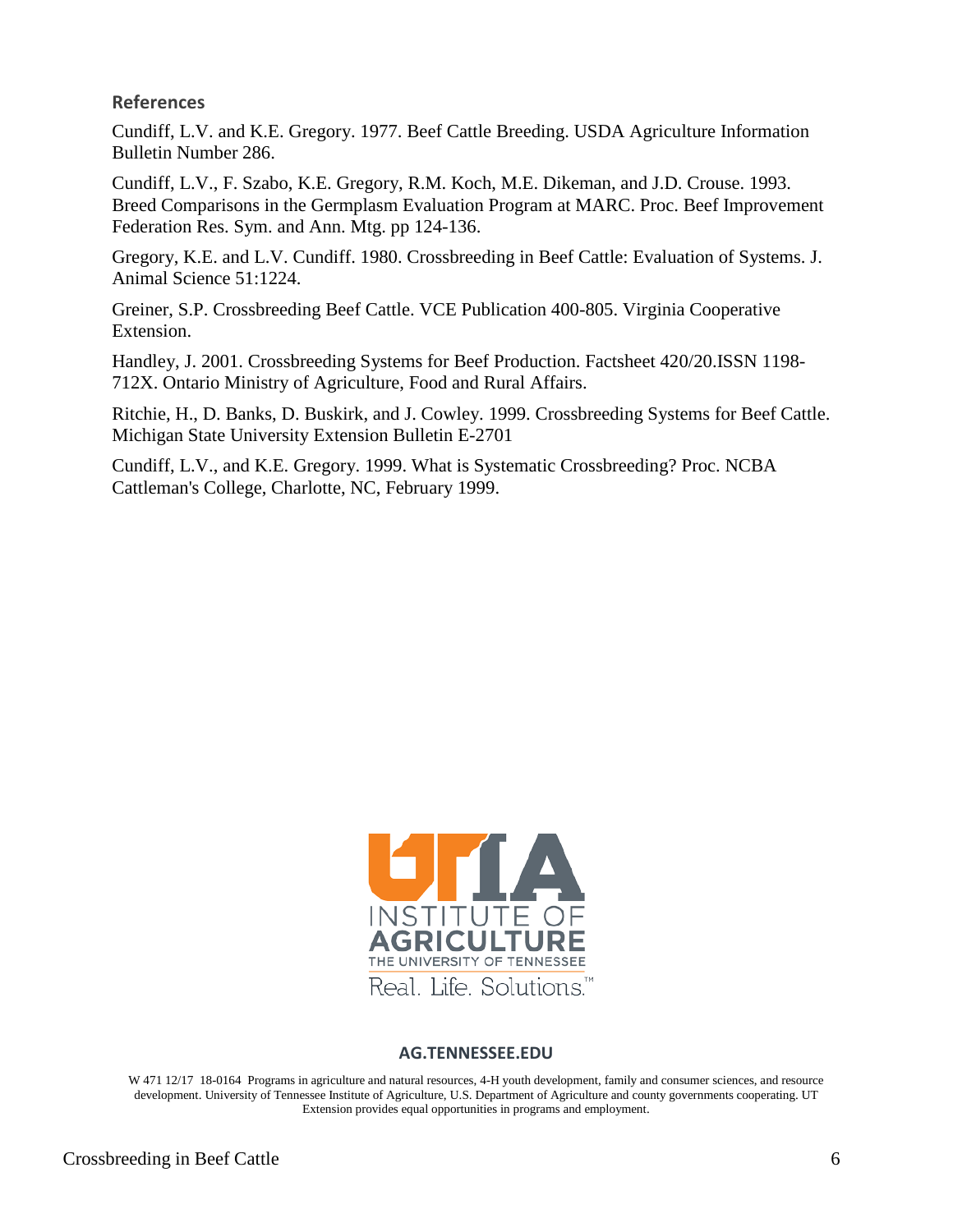## References

Cundiff, L.V. and K.E. Gregory. 1977. Beef Cattle Breeding. USDA Agriculture Information Bulletin Number 286.

Cundiff, L.V., F. Szabo, K.E. Gregory, R.M. Koch, M.E. Dikeman, and J.D. Crouse. 1993. Breed Comparisons in the Germplasm Evaluation Program at MARC. Proc. Beef Improvement Federation Res. Sym. and Ann. Mtg. pp 124-136.

Gregory, K.E. and L.V. Cundiff. 1980. Crossbreeding in Beef Cattle: Evaluation of Systems. J. Animal Science 51:1224.

Greiner, S.P. Crossbreeding Beef Cattle. VCE Publication 400-805. Virginia Cooperative Extension.

Handley, J. 2001. Crossbreeding Systems for Beef Production. Factsheet 420/20.ISSN 1198-712X. Ontario Ministry of Agriculture, Food and Rural Affairs.

Ritchie, H., D. Banks, D. Buskirk, and J. Cowley. 1999. Crossbreeding Systems for Beef Cattle. Michigan State University Extension Bulletin E-2701

Cundiff, L.V., and K.E. Gregory. 1999. What is Systematic Crossbreeding? Proc. NCBA Cattleman's College, Charlotte, NC, February 1999.

UTIA INSTITUTE OF AGRICULTURE THE UNIVERSITY OF TENNESSEE Real. Life. Solutions.™

**AG.TENNESSEE.EDU**

W 471 12/17 18-0164 Programs in agriculture and natural resources, 4-H youth development, family and consumer sciences, and resource development. University of Tennessee Institute of Agriculture, U.S. Department of Agriculture and county governments cooperating. UT Extension provides equal opportunities in programs and employment.